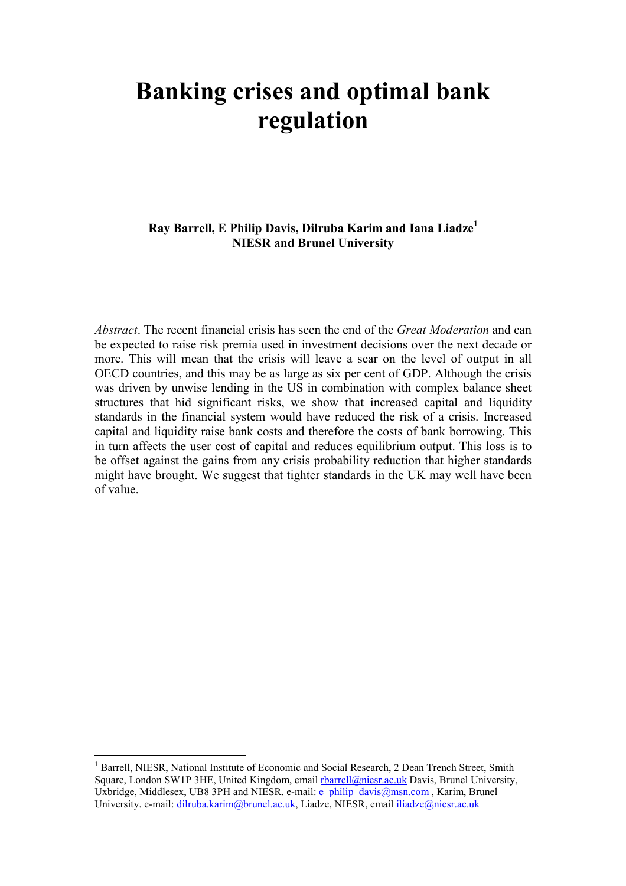# Banking crises and optimal bank regulation

**Ray Barrell, E Philip Davis, Dilruba Karim and Iana Liadze[1]**
**NIESR and Brunel University**

*Abstract*. The recent financial crisis has seen the end of the *Great Moderation* and can be expected to raise risk premia used in investment decisions over the next decade or more. This will mean that the crisis will leave a scar on the level of output in all OECD countries, and this may be as large as six per cent of GDP. Although the crisis was driven by unwise lending in the US in combination with complex balance sheet structures that hid significant risks, we show that increased capital and liquidity standards in the financial system would have reduced the risk of a crisis. Increased capital and liquidity raise bank costs and therefore the costs of bank borrowing. This in turn affects the user cost of capital and reduces equilibrium output. This loss is to be offset against the gains from any crisis probability reduction that higher standards might have brought. We suggest that tighter standards in the UK may well have been of value.

---

[1] Barrell, NIESR, National Institute of Economic and Social Research, 2 Dean Trench Street, Smith Square, London SW1P 3HE, United Kingdom, email rbarrell@niesr.ac.uk Davis, Brunel University, Uxbridge, Middlesex, UB8 3PH and NIESR. e-mail: e_philip_davis@msn.com , Karim, Brunel University. e-mail: dilruba.karim@brunel.ac.uk, Liadze, NIESR, email iliadze@niesr.ac.uk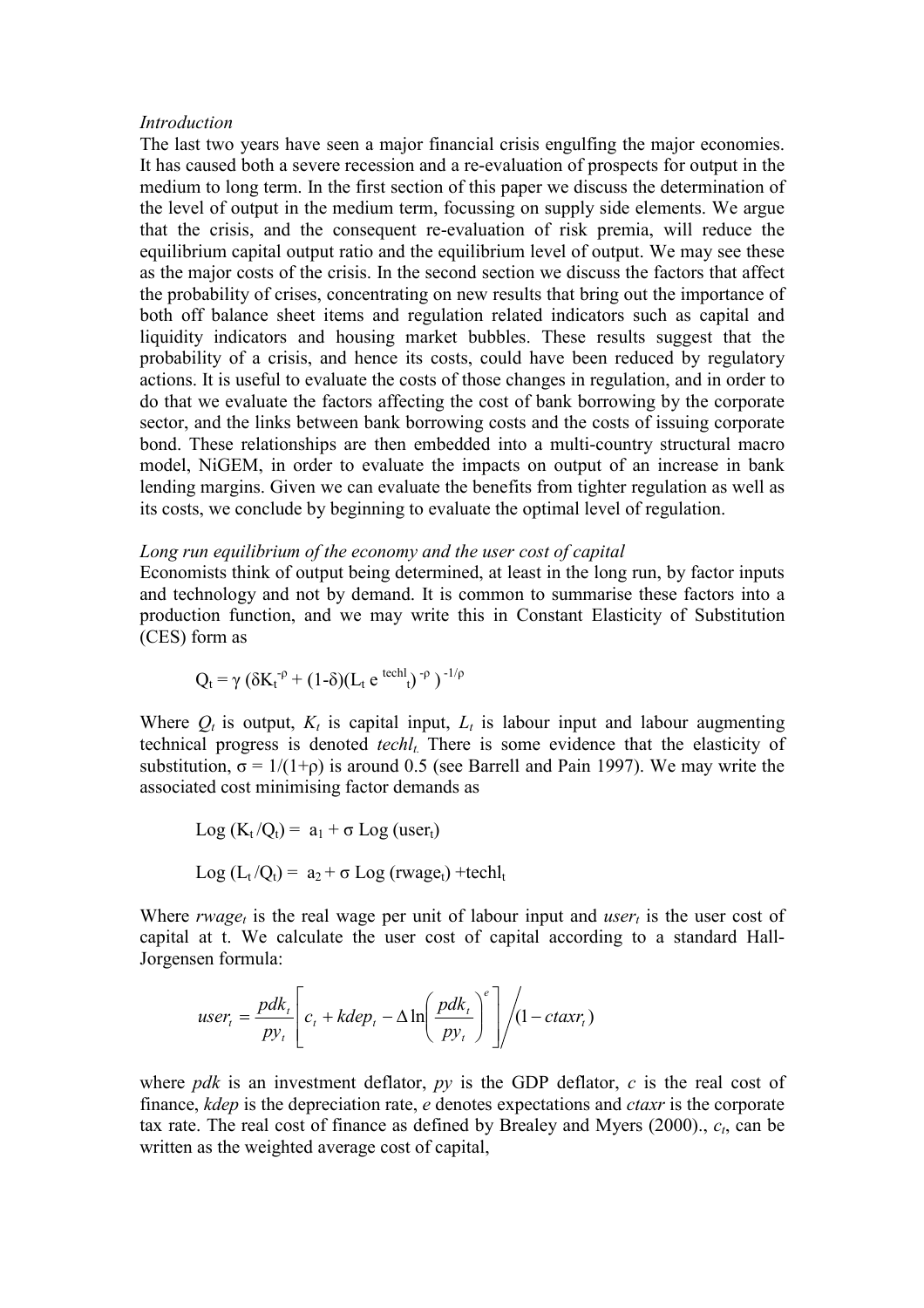*Introduction*

The last two years have seen a major financial crisis engulfing the major economies. It has caused both a severe recession and a re-evaluation of prospects for output in the medium to long term. In the first section of this paper we discuss the determination of the level of output in the medium term, focussing on supply side elements. We argue that the crisis, and the consequent re-evaluation of risk premia, will reduce the equilibrium capital output ratio and the equilibrium level of output. We may see these as the major costs of the crisis. In the second section we discuss the factors that affect the probability of crises, concentrating on new results that bring out the importance of both off balance sheet items and regulation related indicators such as capital and liquidity indicators and housing market bubbles. These results suggest that the probability of a crisis, and hence its costs, could have been reduced by regulatory actions. It is useful to evaluate the costs of those changes in regulation, and in order to do that we evaluate the factors affecting the cost of bank borrowing by the corporate sector, and the links between bank borrowing costs and the costs of issuing corporate bond. These relationships are then embedded into a multi-country structural macro model, NiGEM, in order to evaluate the impacts on output of an increase in bank lending margins. Given we can evaluate the benefits from tighter regulation as well as its costs, we conclude by beginning to evaluate the optimal level of regulation.

*Long run equilibrium of the economy and the user cost of capital*

Economists think of output being determined, at least in the long run, by factor inputs and technology and not by demand. It is common to summarise these factors into a production function, and we may write this in Constant Elasticity of Substitution (CES) form as

$$Q_t = \gamma\, (\delta K_t^{-\rho} + (1-\delta)(L_t\, e^{\,techl_t})^{-\rho})^{-1/\rho}$$

Where $Q_t$ is output, $K_t$ is capital input, $L_t$ is labour input and labour augmenting technical progress is denoted $techl_t$. There is some evidence that the elasticity of substitution, $\sigma = 1/(1+\rho)$ is around 0.5 (see Barrell and Pain 1997). We may write the associated cost minimising factor demands as

$$\text{Log}\,(K_t/Q_t) = a_1 + \sigma\, \text{Log}\,(user_t)$$

$$\text{Log}\,(L_t/Q_t) = a_2 + \sigma\, \text{Log}\,(rwage_t) + techl_t$$

Where $rwage_t$ is the real wage per unit of labour input and $user_t$ is the user cost of capital at t. We calculate the user cost of capital according to a standard Hall-Jorgensen formula:

$$user_t = \frac{pdk_t}{py_t}\left[c_t + kdep_t - \Delta \ln\left(\frac{pdk_t}{py_t}\right)^e\right] \Big/ (1 - ctaxr_t)$$

where *pdk* is an investment deflator, *py* is the GDP deflator, *c* is the real cost of finance, *kdep* is the depreciation rate, *e* denotes expectations and *ctaxr* is the corporate tax rate. The real cost of finance as defined by Brealey and Myers (2000)., $c_t$, can be written as the weighted average cost of capital,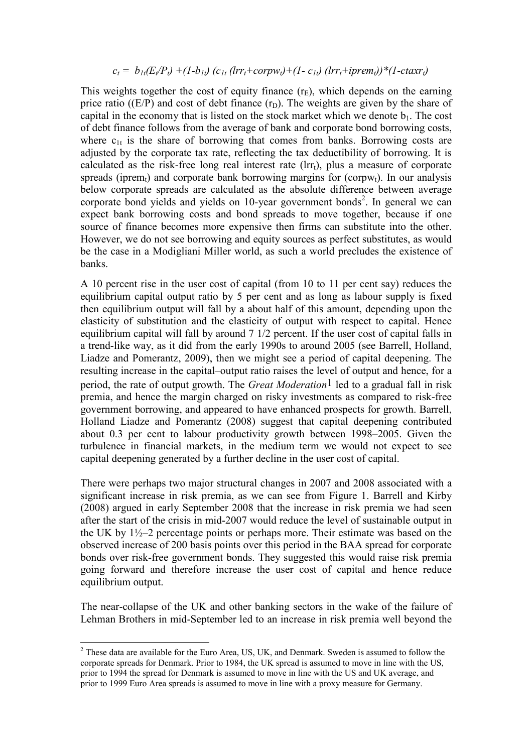$$c_t = b_{1t}(E_t/P_t) + (1-b_{1t})\,(c_{1t}\,(lrr_t + corpw_t) + (1-c_{1t})\,(lrr_t + iprem_t))*(1-ctaxr_t)$$

This weights together the cost of equity finance ($r_E$), which depends on the earning price ratio ((E/P) and cost of debt finance ($r_D$). The weights are given by the share of capital in the economy that is listed on the stock market which we denote $b_1$. The cost of debt finance follows from the average of bank and corporate bond borrowing costs, where $c_{1t}$ is the share of borrowing that comes from banks. Borrowing costs are adjusted by the corporate tax rate, reflecting the tax deductibility of borrowing. It is calculated as the risk-free long real interest rate ($lrr_t$), plus a measure of corporate spreads ($iprem_t$) and corporate bank borrowing margins for ($corpw_t$). In our analysis below corporate spreads are calculated as the absolute difference between average corporate bond yields and yields on 10-year government bonds[2]. In general we can expect bank borrowing costs and bond spreads to move together, because if one source of finance becomes more expensive then firms can substitute into the other. However, we do not see borrowing and equity sources as perfect substitutes, as would be the case in a Modigliani Miller world, as such a world precludes the existence of banks.

A 10 percent rise in the user cost of capital (from 10 to 11 per cent say) reduces the equilibrium capital output ratio by 5 per cent and as long as labour supply is fixed then equilibrium output will fall by a about half of this amount, depending upon the elasticity of substitution and the elasticity of output with respect to capital. Hence equilibrium capital will fall by around 7 1/2 percent. If the user cost of capital falls in a trend-like way, as it did from the early 1990s to around 2005 (see Barrell, Holland, Liadze and Pomerantz, 2009), then we might see a period of capital deepening. The resulting increase in the capital–output ratio raises the level of output and hence, for a period, the rate of output growth. The *Great Moderation*[1] led to a gradual fall in risk premia, and hence the margin charged on risky investments as compared to risk-free government borrowing, and appeared to have enhanced prospects for growth. Barrell, Holland Liadze and Pomerantz (2008) suggest that capital deepening contributed about 0.3 per cent to labour productivity growth between 1998–2005. Given the turbulence in financial markets, in the medium term we would not expect to see capital deepening generated by a further decline in the user cost of capital.

There were perhaps two major structural changes in 2007 and 2008 associated with a significant increase in risk premia, as we can see from Figure 1. Barrell and Kirby (2008) argued in early September 2008 that the increase in risk premia we had seen after the start of the crisis in mid-2007 would reduce the level of sustainable output in the UK by 1½–2 percentage points or perhaps more. Their estimate was based on the observed increase of 200 basis points over this period in the BAA spread for corporate bonds over risk-free government bonds. They suggested this would raise risk premia going forward and therefore increase the user cost of capital and hence reduce equilibrium output.

The near-collapse of the UK and other banking sectors in the wake of the failure of Lehman Brothers in mid-September led to an increase in risk premia well beyond the

---

[2] These data are available for the Euro Area, US, UK, and Denmark. Sweden is assumed to follow the corporate spreads for Denmark. Prior to 1984, the UK spread is assumed to move in line with the US, prior to 1994 the spread for Denmark is assumed to move in line with the US and UK average, and prior to 1999 Euro Area spreads is assumed to move in line with a proxy measure for Germany.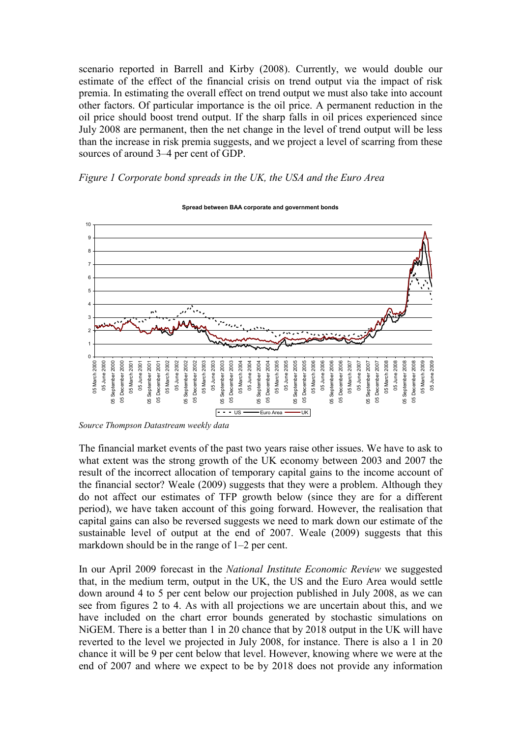scenario reported in Barrell and Kirby (2008). Currently, we would double our estimate of the effect of the financial crisis on trend output via the impact of risk premia. In estimating the overall effect on trend output we must also take into account other factors. Of particular importance is the oil price. A permanent reduction in the oil price should boost trend output. If the sharp falls in oil prices experienced since July 2008 are permanent, then the net change in the level of trend output will be less than the increase in risk premia suggests, and we project a level of scarring from these sources of around 3–4 per cent of GDP.

*Figure 1 Corporate bond spreads in the UK, the USA and the Euro Area*

*Source Thompson Datastream weekly data*

The financial market events of the past two years raise other issues. We have to ask to what extent was the strong growth of the UK economy between 2003 and 2007 the result of the incorrect allocation of temporary capital gains to the income account of the financial sector? Weale (2009) suggests that they were a problem. Although they do not affect our estimates of TFP growth below (since they are for a different period), we have taken account of this going forward. However, the realisation that capital gains can also be reversed suggests we need to mark down our estimate of the sustainable level of output at the end of 2007. Weale (2009) suggests that this markdown should be in the range of 1–2 per cent.

In our April 2009 forecast in the *National Institute Economic Review* we suggested that, in the medium term, output in the UK, the US and the Euro Area would settle down around 4 to 5 per cent below our projection published in July 2008, as we can see from figures 2 to 4. As with all projections we are uncertain about this, and we have included on the chart error bounds generated by stochastic simulations on NiGEM. There is a better than 1 in 20 chance that by 2018 output in the UK will have reverted to the level we projected in July 2008, for instance. There is also a 1 in 20 chance it will be 9 per cent below that level. However, knowing where we were at the end of 2007 and where we expect to be by 2018 does not provide any information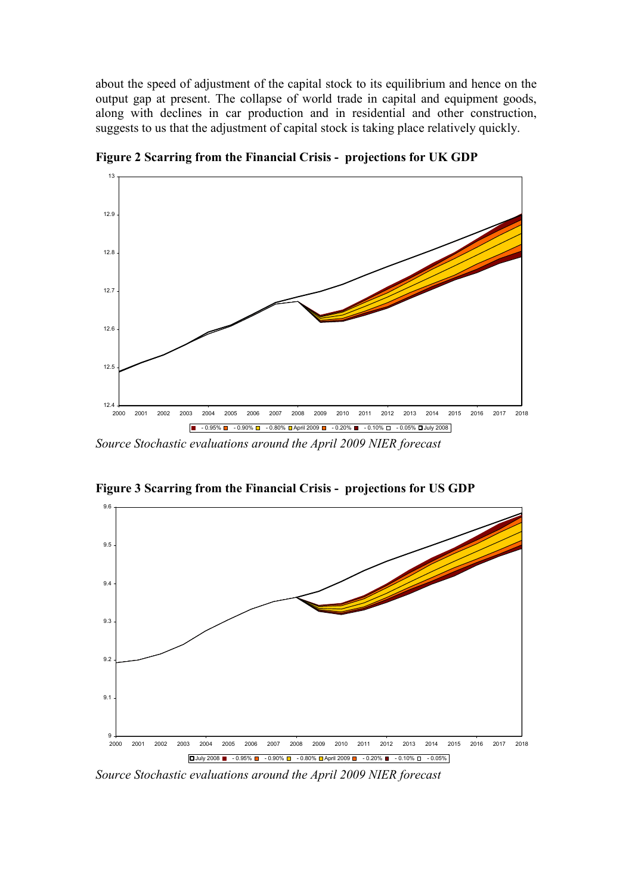about the speed of adjustment of the capital stock to its equilibrium and hence on the output gap at present. The collapse of world trade in capital and equipment goods, along with declines in car production and in residential and other construction, suggests to us that the adjustment of capital stock is taking place relatively quickly.

**Figure 2 Scarring from the Financial Crisis - projections for UK GDP**

*Source Stochastic evaluations around the April 2009 NIER forecast*

**Figure 3 Scarring from the Financial Crisis - projections for US GDP**

*Source Stochastic evaluations around the April 2009 NIER forecast*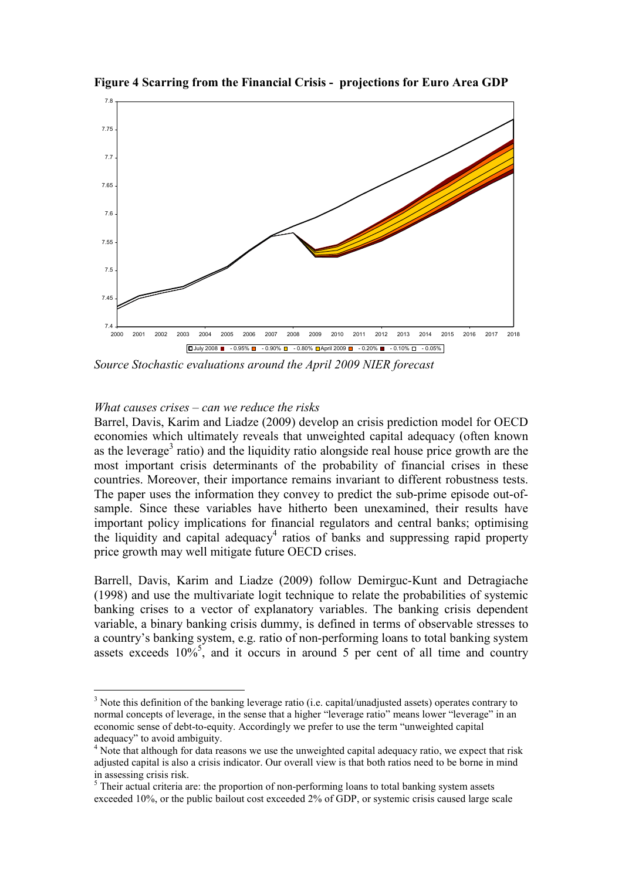**Figure 4 Scarring from the Financial Crisis - projections for Euro Area GDP**

*Source Stochastic evaluations around the April 2009 NIER forecast*

*What causes crises – can we reduce the risks*

Barrel, Davis, Karim and Liadze (2009) develop an crisis prediction model for OECD economies which ultimately reveals that unweighted capital adequacy (often known as the leverage[3] ratio) and the liquidity ratio alongside real house price growth are the most important crisis determinants of the probability of financial crises in these countries. Moreover, their importance remains invariant to different robustness tests. The paper uses the information they convey to predict the sub-prime episode out-of-sample. Since these variables have hitherto been unexamined, their results have important policy implications for financial regulators and central banks; optimising the liquidity and capital adequacy[4] ratios of banks and suppressing rapid property price growth may well mitigate future OECD crises.

Barrell, Davis, Karim and Liadze (2009) follow Demirguc-Kunt and Detragiache (1998) and use the multivariate logit technique to relate the probabilities of systemic banking crises to a vector of explanatory variables. The banking crisis dependent variable, a binary banking crisis dummy, is defined in terms of observable stresses to a country's banking system, e.g. ratio of non-performing loans to total banking system assets exceeds 10%[5], and it occurs in around 5 per cent of all time and country

---

[3] Note this definition of the banking leverage ratio (i.e. capital/unadjusted assets) operates contrary to normal concepts of leverage, in the sense that a higher "leverage ratio" means lower "leverage" in an economic sense of debt-to-equity. Accordingly we prefer to use the term "unweighted capital adequacy" to avoid ambiguity.

[4] Note that although for data reasons we use the unweighted capital adequacy ratio, we expect that risk adjusted capital is also a crisis indicator. Our overall view is that both ratios need to be borne in mind in assessing crisis risk.

[5] Their actual criteria are: the proportion of non-performing loans to total banking system assets exceeded 10%, or the public bailout cost exceeded 2% of GDP, or systemic crisis caused large scale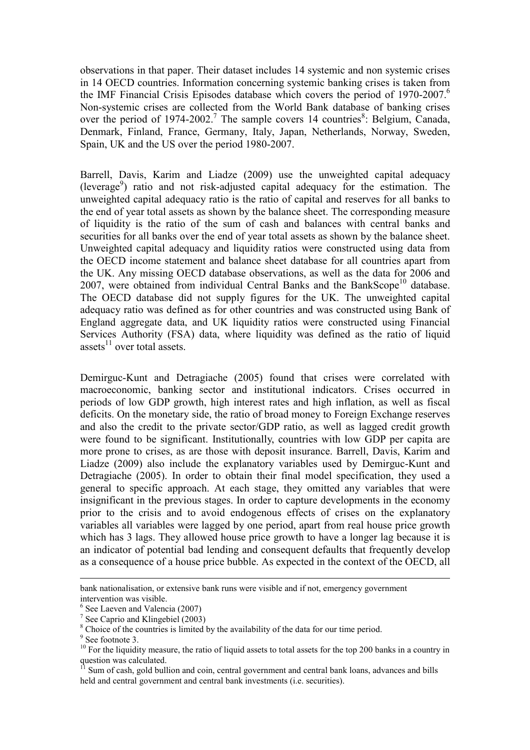observations in that paper. Their dataset includes 14 systemic and non systemic crises in 14 OECD countries. Information concerning systemic banking crises is taken from the IMF Financial Crisis Episodes database which covers the period of 1970-2007.[6] Non-systemic crises are collected from the World Bank database of banking crises over the period of 1974-2002.[7] The sample covers 14 countries[8]: Belgium, Canada, Denmark, Finland, France, Germany, Italy, Japan, Netherlands, Norway, Sweden, Spain, UK and the US over the period 1980-2007.

Barrell, Davis, Karim and Liadze (2009) use the unweighted capital adequacy (leverage[9]) ratio and not risk-adjusted capital adequacy for the estimation. The unweighted capital adequacy ratio is the ratio of capital and reserves for all banks to the end of year total assets as shown by the balance sheet. The corresponding measure of liquidity is the ratio of the sum of cash and balances with central banks and securities for all banks over the end of year total assets as shown by the balance sheet. Unweighted capital adequacy and liquidity ratios were constructed using data from the OECD income statement and balance sheet database for all countries apart from the UK. Any missing OECD database observations, as well as the data for 2006 and 2007, were obtained from individual Central Banks and the BankScope[10] database. The OECD database did not supply figures for the UK. The unweighted capital adequacy ratio was defined as for other countries and was constructed using Bank of England aggregate data, and UK liquidity ratios were constructed using Financial Services Authority (FSA) data, where liquidity was defined as the ratio of liquid assets[11] over total assets.

Demirguc-Kunt and Detragiache (2005) found that crises were correlated with macroeconomic, banking sector and institutional indicators. Crises occurred in periods of low GDP growth, high interest rates and high inflation, as well as fiscal deficits. On the monetary side, the ratio of broad money to Foreign Exchange reserves and also the credit to the private sector/GDP ratio, as well as lagged credit growth were found to be significant. Institutionally, countries with low GDP per capita are more prone to crises, as are those with deposit insurance. Barrell, Davis, Karim and Liadze (2009) also include the explanatory variables used by Demirguc-Kunt and Detragiache (2005). In order to obtain their final model specification, they used a general to specific approach. At each stage, they omitted any variables that were insignificant in the previous stages. In order to capture developments in the economy prior to the crisis and to avoid endogenous effects of crises on the explanatory variables all variables were lagged by one period, apart from real house price growth which has 3 lags. They allowed house price growth to have a longer lag because it is an indicator of potential bad lending and consequent defaults that frequently develop as a consequence of a house price bubble. As expected in the context of the OECD, all

---

bank nationalisation, or extensive bank runs were visible and if not, emergency government intervention was visible.

[6] See Laeven and Valencia (2007)

[7] See Caprio and Klingebiel (2003)

[8] Choice of the countries is limited by the availability of the data for our time period.

[9] See footnote 3.

[10] For the liquidity measure, the ratio of liquid assets to total assets for the top 200 banks in a country in question was calculated.

[11] Sum of cash, gold bullion and coin, central government and central bank loans, advances and bills held and central government and central bank investments (i.e. securities).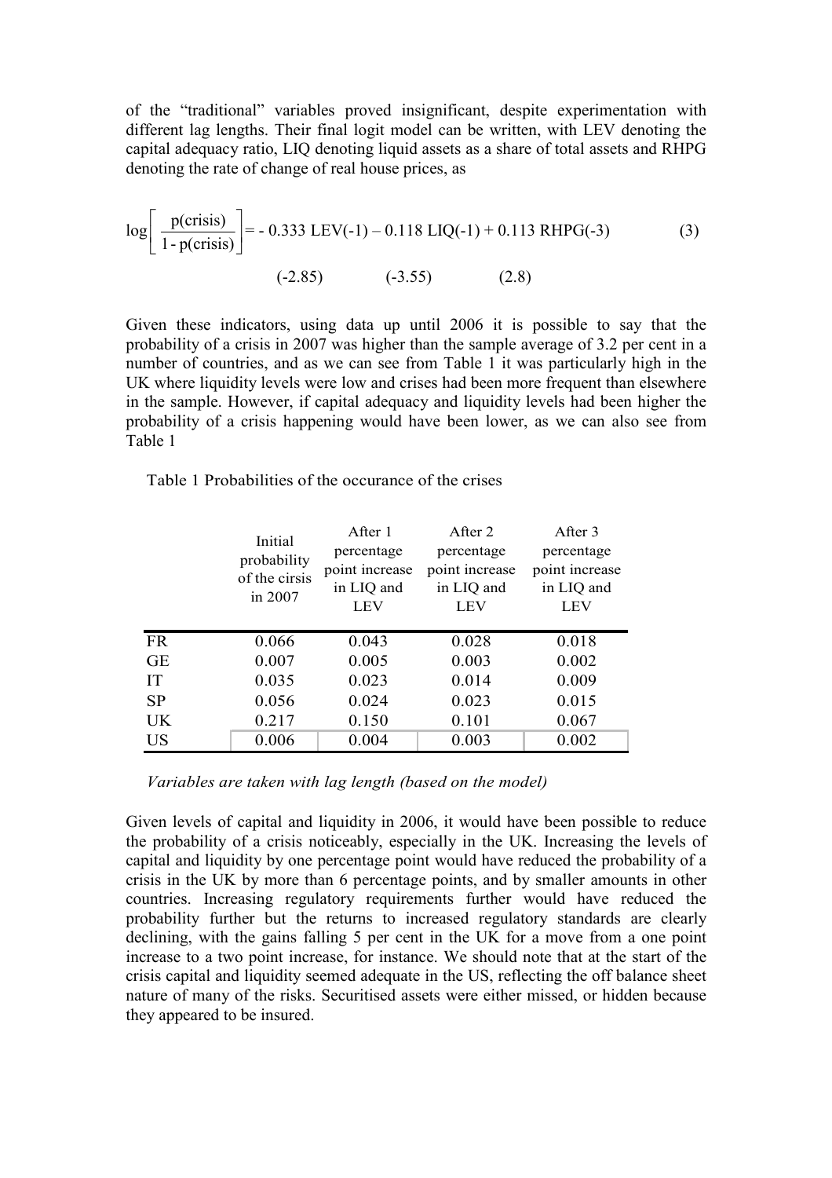of the "traditional" variables proved insignificant, despite experimentation with different lag lengths. Their final logit model can be written, with LEV denoting the capital adequacy ratio, LIQ denoting liquid assets as a share of total assets and RHPG denoting the rate of change of real house prices, as

$$\log\left[\frac{\text{p(crisis)}}{1-\text{p(crisis)}}\right] = -\,0.333\ \text{LEV}(-1) - 0.118\ \text{LIQ}(-1) + 0.113\ \text{RHPG}(-3) \qquad (3)$$

$$(-2.85) \qquad\qquad (-3.55) \qquad\qquad (2.8)$$

Given these indicators, using data up until 2006 it is possible to say that the probability of a crisis in 2007 was higher than the sample average of 3.2 per cent in a number of countries, and as we can see from Table 1 it was particularly high in the UK where liquidity levels were low and crises had been more frequent than elsewhere in the sample. However, if capital adequacy and liquidity levels had been higher the probability of a crisis happening would have been lower, as we can also see from Table 1

Table 1 Probabilities of the occurance of the crises

| | Initial probability of the cirsis in 2007 | After 1 percentage point increase in LIQ and LEV | After 2 percentage point increase in LIQ and LEV | After 3 percentage point increase in LIQ and LEV |
|---|---|---|---|---|
| FR | 0.066 | 0.043 | 0.028 | 0.018 |
| GE | 0.007 | 0.005 | 0.003 | 0.002 |
| IT | 0.035 | 0.023 | 0.014 | 0.009 |
| SP | 0.056 | 0.024 | 0.023 | 0.015 |
| UK | 0.217 | 0.150 | 0.101 | 0.067 |
| US | 0.006 | 0.004 | 0.003 | 0.002 |

*Variables are taken with lag length (based on the model)*

Given levels of capital and liquidity in 2006, it would have been possible to reduce the probability of a crisis noticeably, especially in the UK. Increasing the levels of capital and liquidity by one percentage point would have reduced the probability of a crisis in the UK by more than 6 percentage points, and by smaller amounts in other countries. Increasing regulatory requirements further would have reduced the probability further but the returns to increased regulatory standards are clearly declining, with the gains falling 5 per cent in the UK for a move from a one point increase to a two point increase, for instance. We should note that at the start of the crisis capital and liquidity seemed adequate in the US, reflecting the off balance sheet nature of many of the risks. Securitised assets were either missed, or hidden because they appeared to be insured.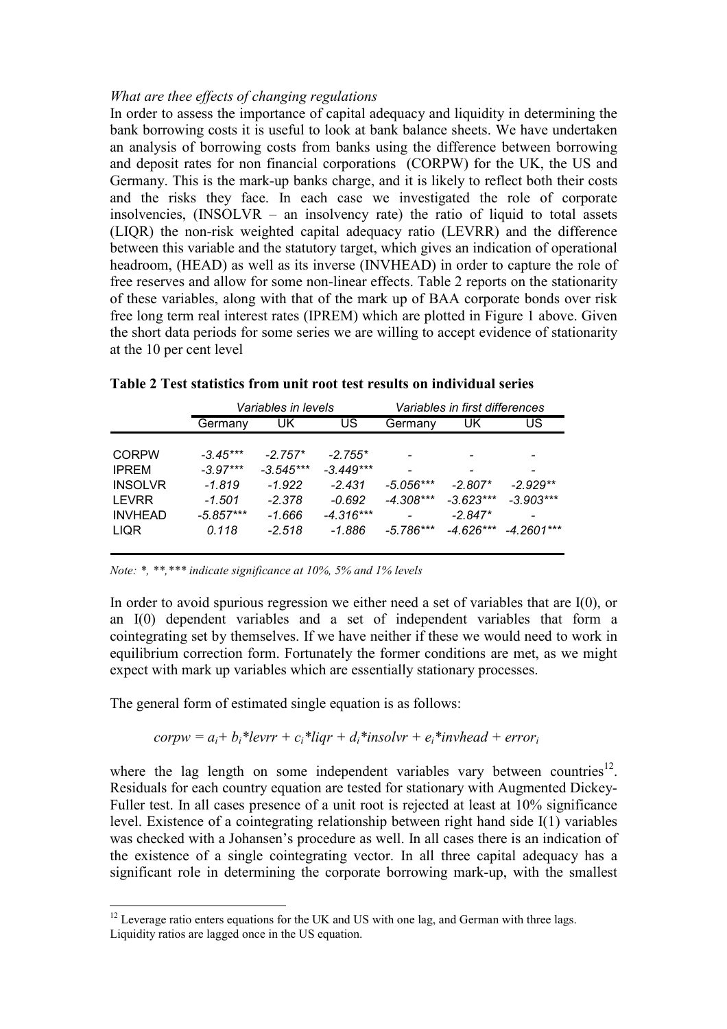*What are thee effects of changing regulations*

In order to assess the importance of capital adequacy and liquidity in determining the bank borrowing costs it is useful to look at bank balance sheets. We have undertaken an analysis of borrowing costs from banks using the difference between borrowing and deposit rates for non financial corporations (CORPW) for the UK, the US and Germany. This is the mark-up banks charge, and it is likely to reflect both their costs and the risks they face. In each case we investigated the role of corporate insolvencies, (INSOLVR – an insolvency rate) the ratio of liquid to total assets (LIQR) the non-risk weighted capital adequacy ratio (LEVRR) and the difference between this variable and the statutory target, which gives an indication of operational headroom, (HEAD) as well as its inverse (INVHEAD) in order to capture the role of free reserves and allow for some non-linear effects. Table 2 reports on the stationarity of these variables, along with that of the mark up of BAA corporate bonds over risk free long term real interest rates (IPREM) which are plotted in Figure 1 above. Given the short data periods for some series we are willing to accept evidence of stationarity at the 10 per cent level

**Table 2 Test statistics from unit root test results on individual series**

| | *Variables in levels* | | | *Variables in first differences* | | |
|---|---|---|---|---|---|---|
| | Germany | UK | US | Germany | UK | US |
| CORPW | *-3.45**** | *-2.757** | *-2.755** | - | - | - |
| IPREM | *-3.97**** | *-3.545**** | *-3.449**** | - | - | - |
| INSOLVR | *-1.819* | *-1.922* | *-2.431* | *-5.056**** | *-2.807** | *-2.929*** |
| LEVRR | *-1.501* | *-2.378* | *-0.692* | *-4.308**** | *-3.623**** | *-3.903**** |
| INVHEAD | *-5.857**** | *-1.666* | *-4.316**** | - | *-2.847** | - |
| LIQR | *0.118* | *-2.518* | *-1.886* | *-5.786**** | *-4.626**** | *-4.2601**** |

*Note: *, **,*** indicate significance at 10%, 5% and 1% levels*

In order to avoid spurious regression we either need a set of variables that are I(0), or an I(0) dependent variables and a set of independent variables that form a cointegrating set by themselves. If we have neither if these we would need to work in equilibrium correction form. Fortunately the former conditions are met, as we might expect with mark up variables which are essentially stationary processes.

The general form of estimated single equation is as follows:

$$corpw = a_i + b_i * levrr + c_i * liqr + d_i * insolvr + e_i * invhead + error_i$$

where the lag length on some independent variables vary between countries[12]. Residuals for each country equation are tested for stationary with Augmented Dickey-Fuller test. In all cases presence of a unit root is rejected at least at 10% significance level. Existence of a cointegrating relationship between right hand side I(1) variables was checked with a Johansen's procedure as well. In all cases there is an indication of the existence of a single cointegrating vector. In all three capital adequacy has a significant role in determining the corporate borrowing mark-up, with the smallest

[12] Leverage ratio enters equations for the UK and US with one lag, and German with three lags. Liquidity ratios are lagged once in the US equation.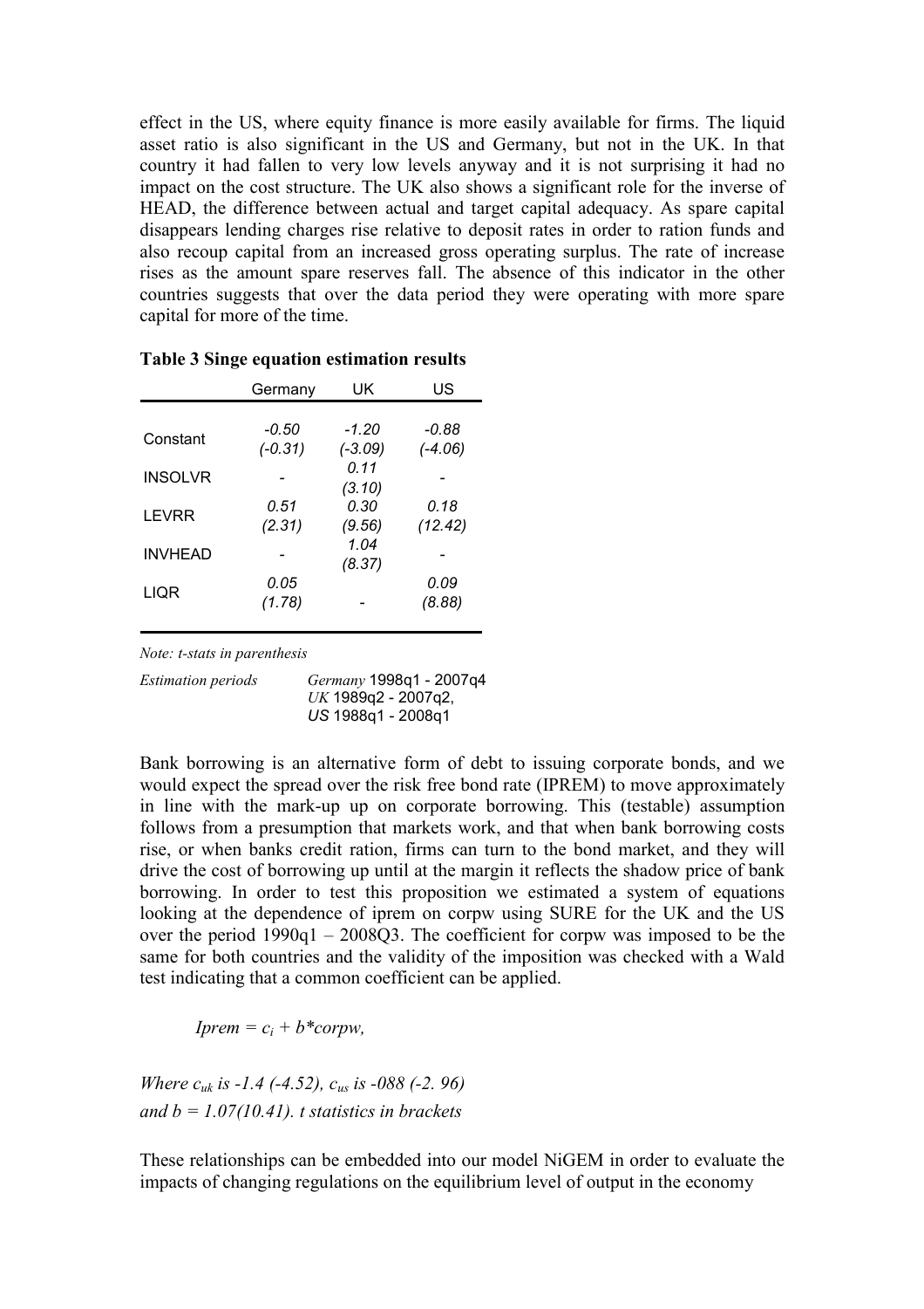effect in the US, where equity finance is more easily available for firms. The liquid asset ratio is also significant in the US and Germany, but not in the UK. In that country it had fallen to very low levels anyway and it is not surprising it had no impact on the cost structure. The UK also shows a significant role for the inverse of HEAD, the difference between actual and target capital adequacy. As spare capital disappears lending charges rise relative to deposit rates in order to ration funds and also recoup capital from an increased gross operating surplus. The rate of increase rises as the amount spare reserves fall. The absence of this indicator in the other countries suggests that over the data period they were operating with more spare capital for more of the time.

**Table 3 Singe equation estimation results**

| | Germany | UK | US |
|---|---|---|---|
| Constant | *-0.50* *(-0.31)* | *-1.20* *(-3.09)* | *-0.88* *(-4.06)* |
| INSOLVR | - | *0.11* *(3.10)* | - |
| LEVRR | *0.51* *(2.31)* | *0.30* *(9.56)* | *0.18* *(12.42)* |
| INVHEAD | - | *1.04* *(8.37)* | - |
| LIQR | *0.05* *(1.78)* | - | *0.09* *(8.88)* |

*Note: t-stats in parenthesis*

*Estimation periods* *Germany* 1998q1 - 2007q4
*UK* 1989q2 - 2007q2,
*US* 1988q1 - 2008q1

Bank borrowing is an alternative form of debt to issuing corporate bonds, and we would expect the spread over the risk free bond rate (IPREM) to move approximately in line with the mark-up up on corporate borrowing. This (testable) assumption follows from a presumption that markets work, and that when bank borrowing costs rise, or when banks credit ration, firms can turn to the bond market, and they will drive the cost of borrowing up until at the margin it reflects the shadow price of bank borrowing. In order to test this proposition we estimated a system of equations looking at the dependence of iprem on corpw using SURE for the UK and the US over the period 1990q1 – 2008Q3. The coefficient for corpw was imposed to be the same for both countries and the validity of the imposition was checked with a Wald test indicating that a common coefficient can be applied.

$$Iprem = c_i + b*corpw,$$

*Where* $c_{uk}$ *is -1.4 (-4.52),* $c_{us}$ *is -088 (-2. 96) and b = 1.07(10.41). t statistics in brackets*

These relationships can be embedded into our model NiGEM in order to evaluate the impacts of changing regulations on the equilibrium level of output in the economy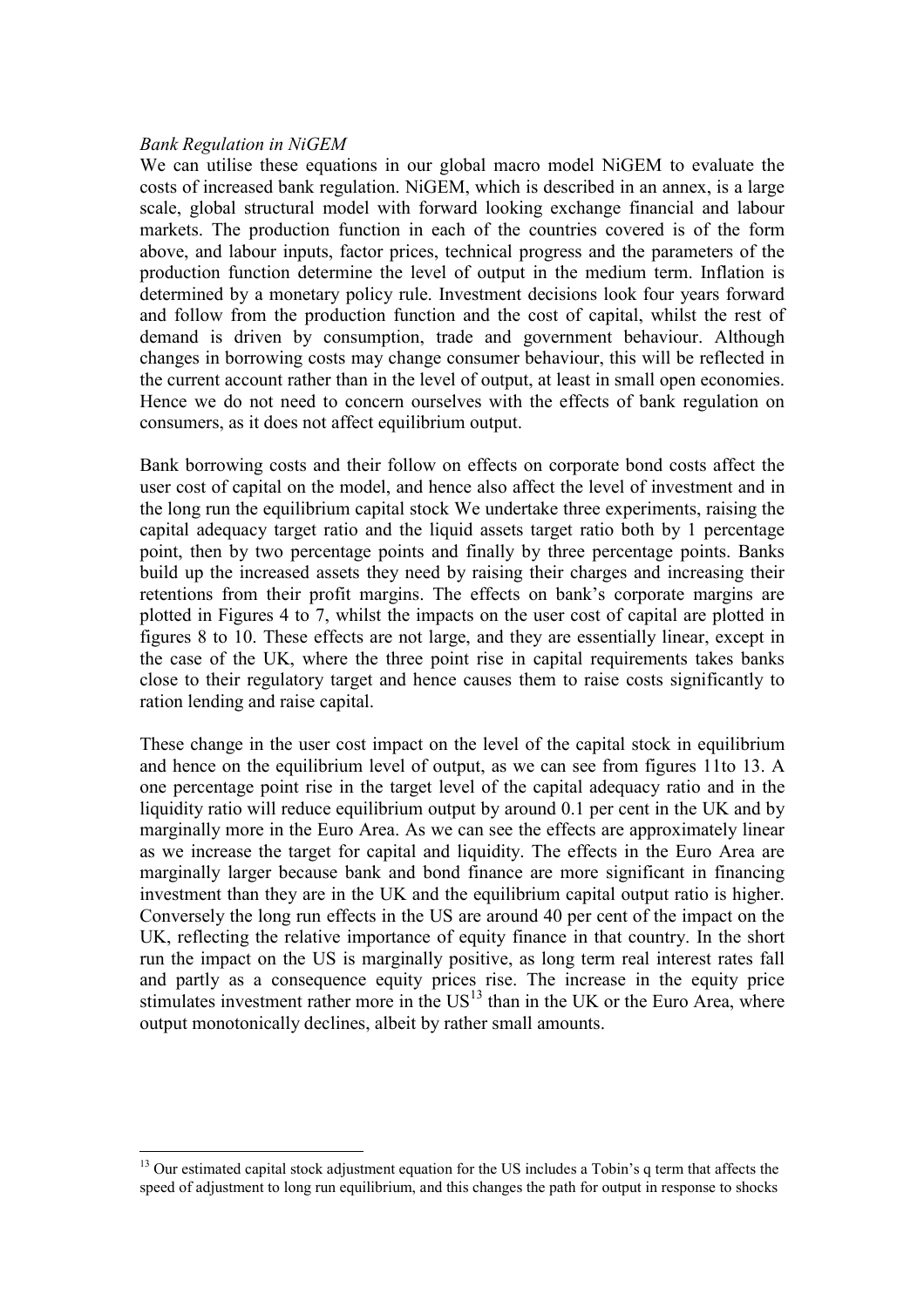*Bank Regulation in NiGEM*

We can utilise these equations in our global macro model NiGEM to evaluate the costs of increased bank regulation. NiGEM, which is described in an annex, is a large scale, global structural model with forward looking exchange financial and labour markets. The production function in each of the countries covered is of the form above, and labour inputs, factor prices, technical progress and the parameters of the production function determine the level of output in the medium term. Inflation is determined by a monetary policy rule. Investment decisions look four years forward and follow from the production function and the cost of capital, whilst the rest of demand is driven by consumption, trade and government behaviour. Although changes in borrowing costs may change consumer behaviour, this will be reflected in the current account rather than in the level of output, at least in small open economies. Hence we do not need to concern ourselves with the effects of bank regulation on consumers, as it does not affect equilibrium output.

Bank borrowing costs and their follow on effects on corporate bond costs affect the user cost of capital on the model, and hence also affect the level of investment and in the long run the equilibrium capital stock We undertake three experiments, raising the capital adequacy target ratio and the liquid assets target ratio both by 1 percentage point, then by two percentage points and finally by three percentage points. Banks build up the increased assets they need by raising their charges and increasing their retentions from their profit margins. The effects on bank's corporate margins are plotted in Figures 4 to 7, whilst the impacts on the user cost of capital are plotted in figures 8 to 10. These effects are not large, and they are essentially linear, except in the case of the UK, where the three point rise in capital requirements takes banks close to their regulatory target and hence causes them to raise costs significantly to ration lending and raise capital.

These change in the user cost impact on the level of the capital stock in equilibrium and hence on the equilibrium level of output, as we can see from figures 11to 13. A one percentage point rise in the target level of the capital adequacy ratio and in the liquidity ratio will reduce equilibrium output by around 0.1 per cent in the UK and by marginally more in the Euro Area. As we can see the effects are approximately linear as we increase the target for capital and liquidity. The effects in the Euro Area are marginally larger because bank and bond finance are more significant in financing investment than they are in the UK and the equilibrium capital output ratio is higher. Conversely the long run effects in the US are around 40 per cent of the impact on the UK, reflecting the relative importance of equity finance in that country. In the short run the impact on the US is marginally positive, as long term real interest rates fall and partly as a consequence equity prices rise. The increase in the equity price stimulates investment rather more in the US[13] than in the UK or the Euro Area, where output monotonically declines, albeit by rather small amounts.

[13] Our estimated capital stock adjustment equation for the US includes a Tobin's q term that affects the speed of adjustment to long run equilibrium, and this changes the path for output in response to shocks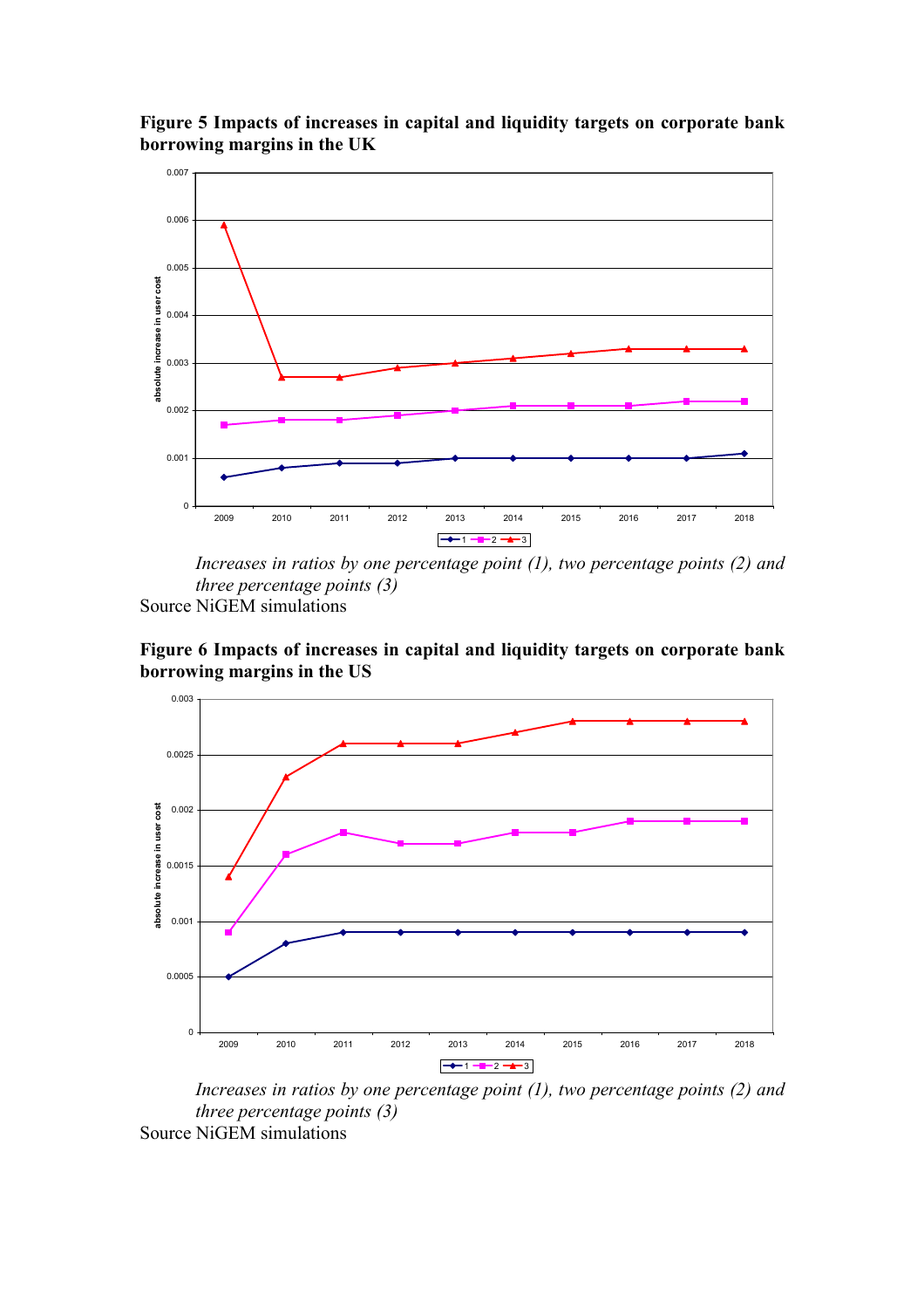**Figure 5 Impacts of increases in capital and liquidity targets on corporate bank borrowing margins in the UK**

*Increases in ratios by one percentage point (1), two percentage points (2) and three percentage points (3)*

Source NiGEM simulations

**Figure 6 Impacts of increases in capital and liquidity targets on corporate bank borrowing margins in the US**

*Increases in ratios by one percentage point (1), two percentage points (2) and three percentage points (3)*

Source NiGEM simulations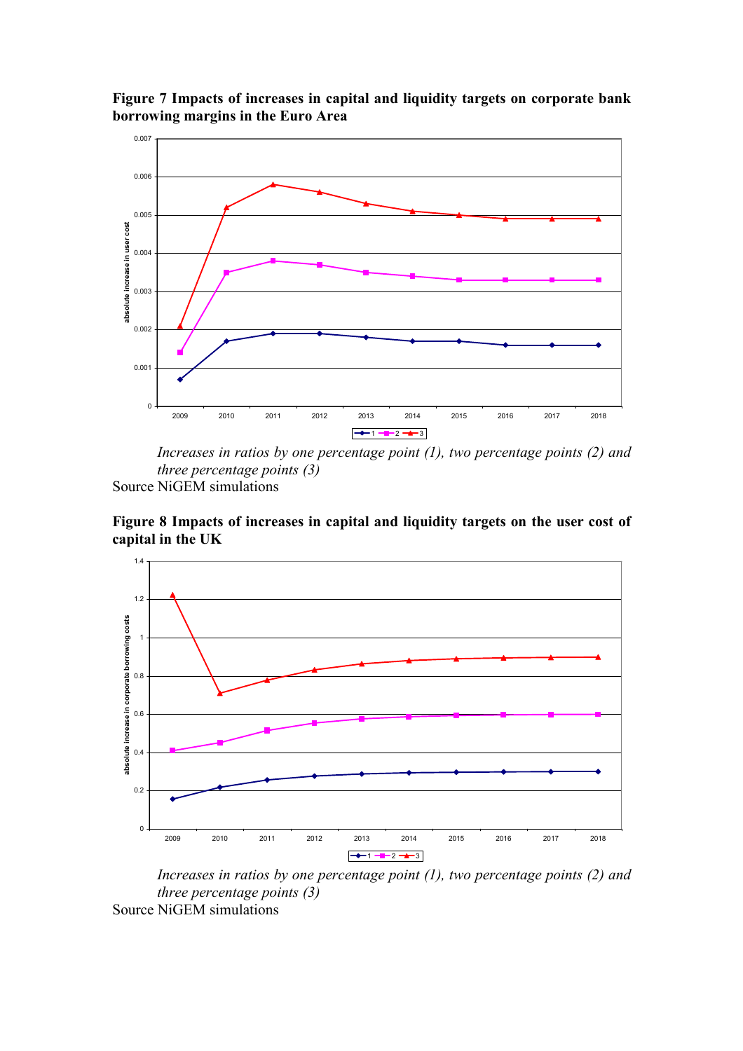**Figure 7 Impacts of increases in capital and liquidity targets on corporate bank borrowing margins in the Euro Area**

*Increases in ratios by one percentage point (1), two percentage points (2) and three percentage points (3)*

Source NiGEM simulations

**Figure 8 Impacts of increases in capital and liquidity targets on the user cost of capital in the UK**

*Increases in ratios by one percentage point (1), two percentage points (2) and three percentage points (3)*

Source NiGEM simulations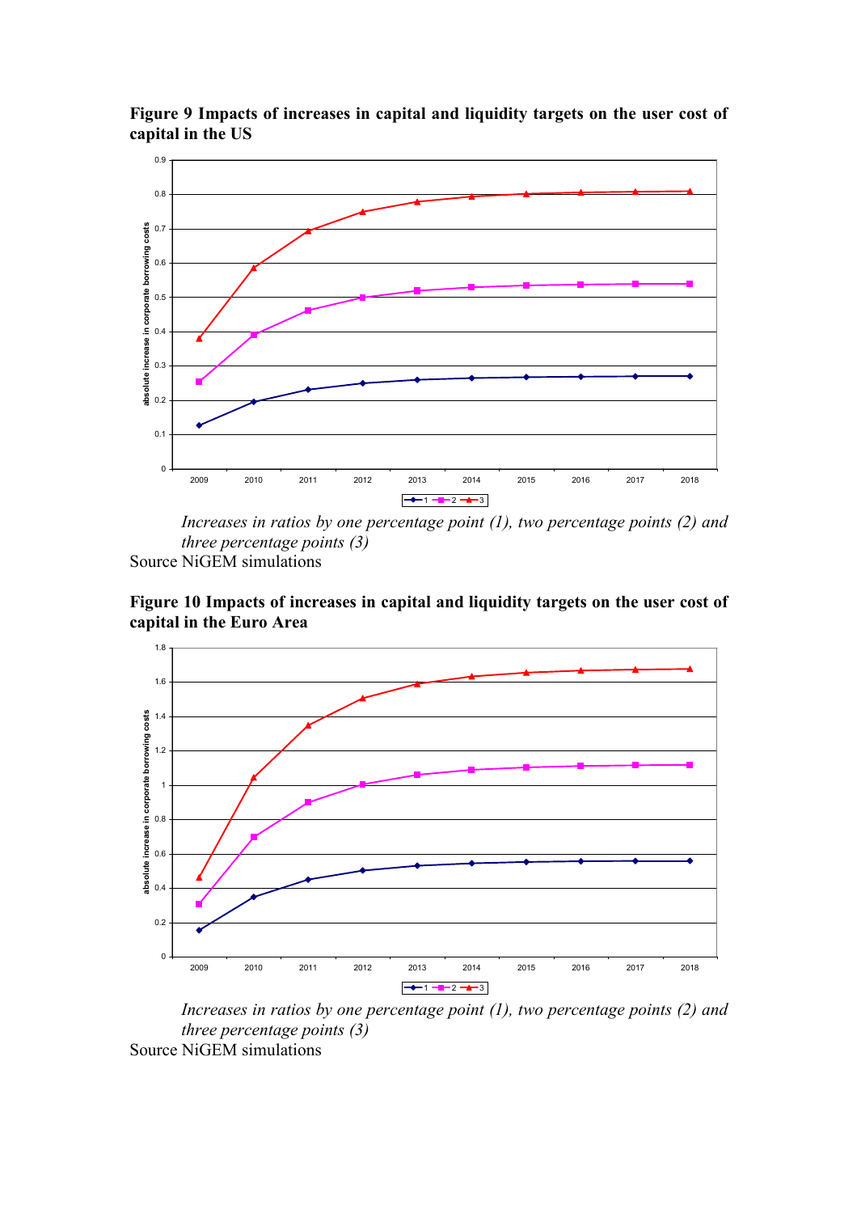**Figure 9 Impacts of increases in capital and liquidity targets on the user cost of capital in the US**

*Increases in ratios by one percentage point (1), two percentage points (2) and three percentage points (3)*

Source NiGEM simulations

**Figure 10 Impacts of increases in capital and liquidity targets on the user cost of capital in the Euro Area**

*Increases in ratios by one percentage point (1), two percentage points (2) and three percentage points (3)*

Source NiGEM simulations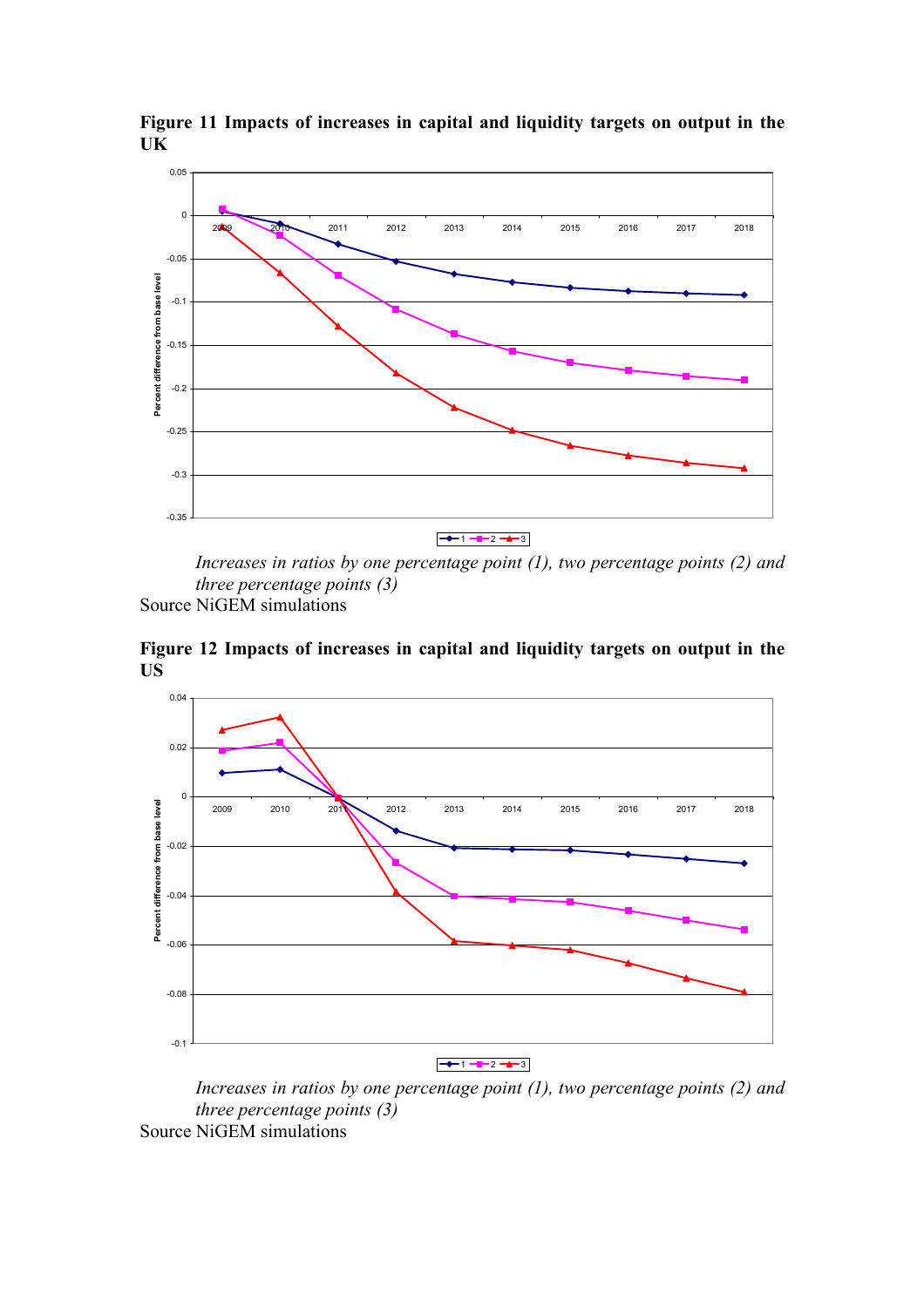**Figure 11 Impacts of increases in capital and liquidity targets on output in the UK**

*Increases in ratios by one percentage point (1), two percentage points (2) and three percentage points (3)*

Source NiGEM simulations

**Figure 12 Impacts of increases in capital and liquidity targets on output in the US**

*Increases in ratios by one percentage point (1), two percentage points (2) and three percentage points (3)*

Source NiGEM simulations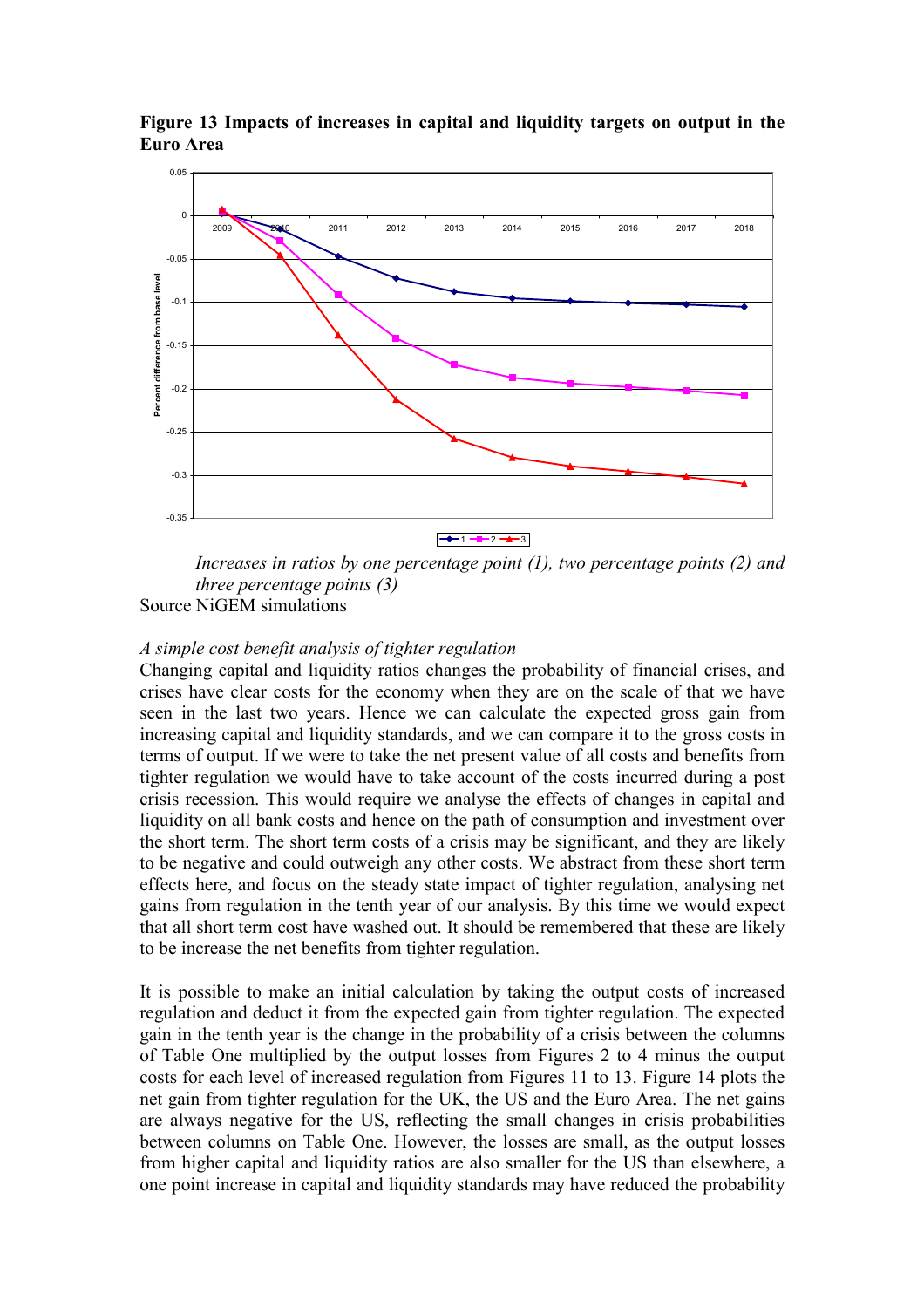**Figure 13 Impacts of increases in capital and liquidity targets on output in the Euro Area**

*Increases in ratios by one percentage point (1), two percentage points (2) and three percentage points (3)*

Source NiGEM simulations

*A simple cost benefit analysis of tighter regulation*

Changing capital and liquidity ratios changes the probability of financial crises, and crises have clear costs for the economy when they are on the scale of that we have seen in the last two years. Hence we can calculate the expected gross gain from increasing capital and liquidity standards, and we can compare it to the gross costs in terms of output. If we were to take the net present value of all costs and benefits from tighter regulation we would have to take account of the costs incurred during a post crisis recession. This would require we analyse the effects of changes in capital and liquidity on all bank costs and hence on the path of consumption and investment over the short term. The short term costs of a crisis may be significant, and they are likely to be negative and could outweigh any other costs. We abstract from these short term effects here, and focus on the steady state impact of tighter regulation, analysing net gains from regulation in the tenth year of our analysis. By this time we would expect that all short term cost have washed out. It should be remembered that these are likely to be increase the net benefits from tighter regulation.

It is possible to make an initial calculation by taking the output costs of increased regulation and deduct it from the expected gain from tighter regulation. The expected gain in the tenth year is the change in the probability of a crisis between the columns of Table One multiplied by the output losses from Figures 2 to 4 minus the output costs for each level of increased regulation from Figures 11 to 13. Figure 14 plots the net gain from tighter regulation for the UK, the US and the Euro Area. The net gains are always negative for the US, reflecting the small changes in crisis probabilities between columns on Table One. However, the losses are small, as the output losses from higher capital and liquidity ratios are also smaller for the US than elsewhere, a one point increase in capital and liquidity standards may have reduced the probability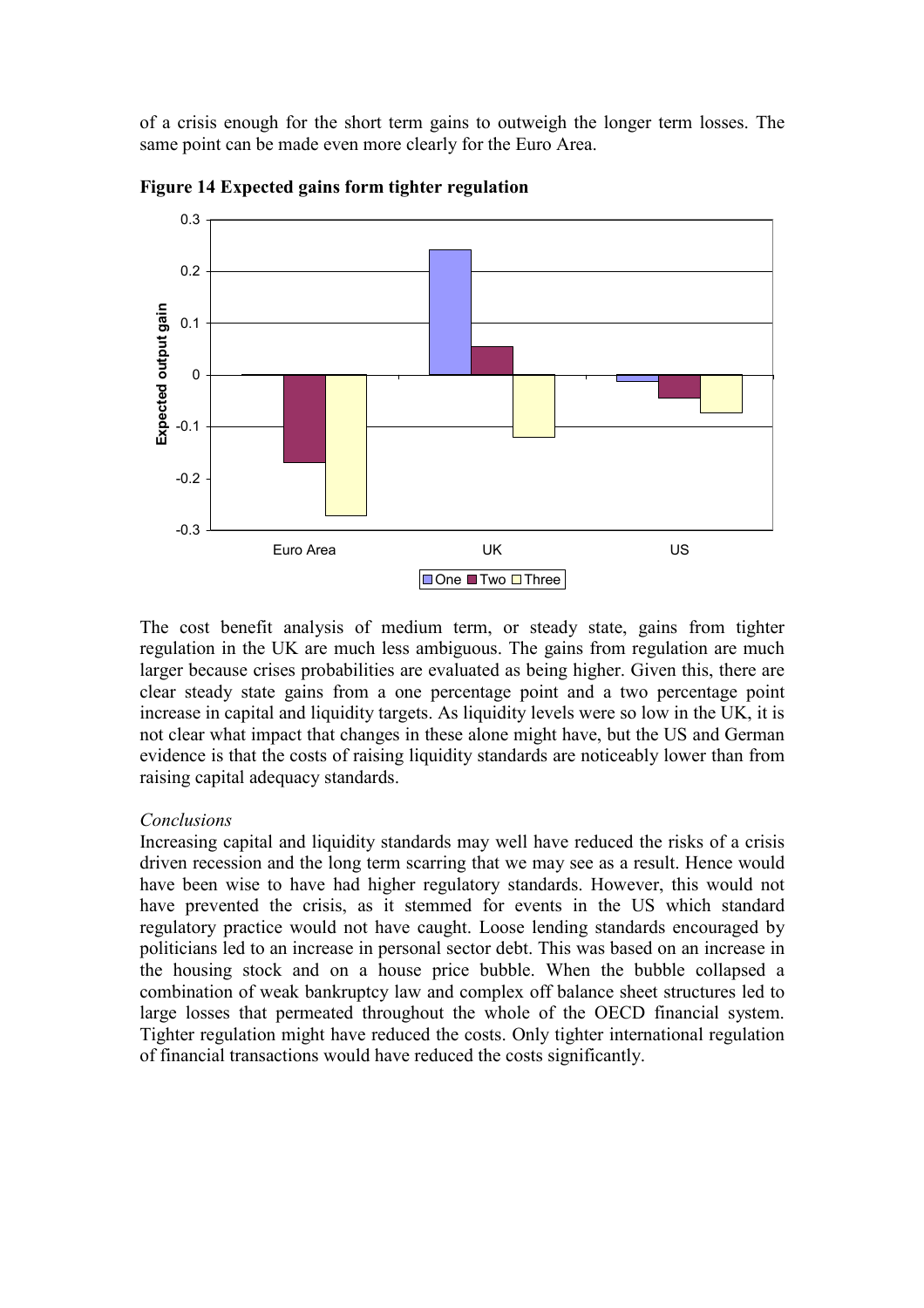of a crisis enough for the short term gains to outweigh the longer term losses. The same point can be made even more clearly for the Euro Area.

**Figure 14 Expected gains form tighter regulation**

The cost benefit analysis of medium term, or steady state, gains from tighter regulation in the UK are much less ambiguous. The gains from regulation are much larger because crises probabilities are evaluated as being higher. Given this, there are clear steady state gains from a one percentage point and a two percentage point increase in capital and liquidity targets. As liquidity levels were so low in the UK, it is not clear what impact that changes in these alone might have, but the US and German evidence is that the costs of raising liquidity standards are noticeably lower than from raising capital adequacy standards.

*Conclusions*

Increasing capital and liquidity standards may well have reduced the risks of a crisis driven recession and the long term scarring that we may see as a result. Hence would have been wise to have had higher regulatory standards. However, this would not have prevented the crisis, as it stemmed for events in the US which standard regulatory practice would not have caught. Loose lending standards encouraged by politicians led to an increase in personal sector debt. This was based on an increase in the housing stock and on a house price bubble. When the bubble collapsed a combination of weak bankruptcy law and complex off balance sheet structures led to large losses that permeated throughout the whole of the OECD financial system. Tighter regulation might have reduced the costs. Only tighter international regulation of financial transactions would have reduced the costs significantly.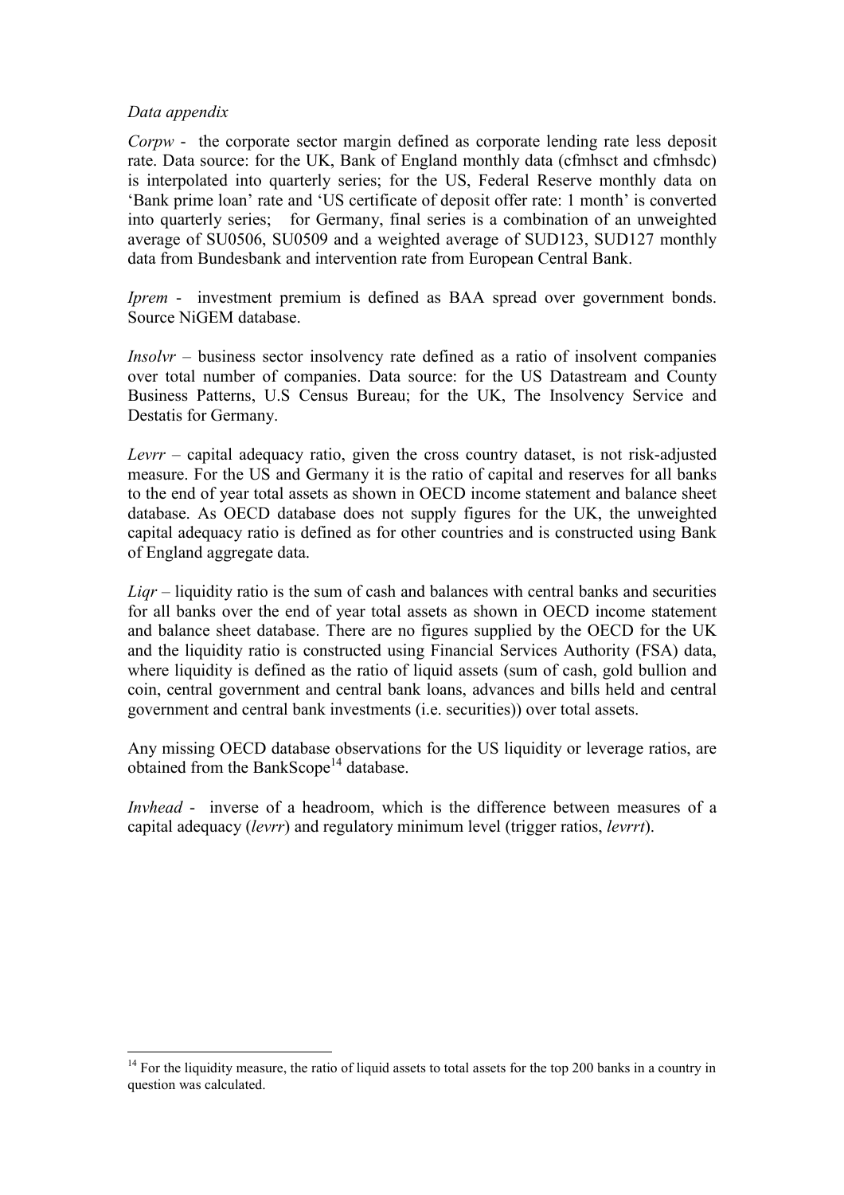*Data appendix*

*Corpw* - the corporate sector margin defined as corporate lending rate less deposit rate. Data source: for the UK, Bank of England monthly data (cfmhsct and cfmhsdc) is interpolated into quarterly series; for the US, Federal Reserve monthly data on 'Bank prime loan' rate and 'US certificate of deposit offer rate: 1 month' is converted into quarterly series; for Germany, final series is a combination of an unweighted average of SU0506, SU0509 and a weighted average of SUD123, SUD127 monthly data from Bundesbank and intervention rate from European Central Bank.

*Iprem* - investment premium is defined as BAA spread over government bonds. Source NiGEM database.

*Insolvr* – business sector insolvency rate defined as a ratio of insolvent companies over total number of companies. Data source: for the US Datastream and County Business Patterns, U.S Census Bureau; for the UK, The Insolvency Service and Destatis for Germany.

*Levrr* – capital adequacy ratio, given the cross country dataset, is not risk-adjusted measure. For the US and Germany it is the ratio of capital and reserves for all banks to the end of year total assets as shown in OECD income statement and balance sheet database. As OECD database does not supply figures for the UK, the unweighted capital adequacy ratio is defined as for other countries and is constructed using Bank of England aggregate data.

*Liqr* – liquidity ratio is the sum of cash and balances with central banks and securities for all banks over the end of year total assets as shown in OECD income statement and balance sheet database. There are no figures supplied by the OECD for the UK and the liquidity ratio is constructed using Financial Services Authority (FSA) data, where liquidity is defined as the ratio of liquid assets (sum of cash, gold bullion and coin, central government and central bank loans, advances and bills held and central government and central bank investments (i.e. securities)) over total assets.

Any missing OECD database observations for the US liquidity or leverage ratios, are obtained from the BankScope[14] database.

*Invhead* - inverse of a headroom, which is the difference between measures of a capital adequacy (*levrr*) and regulatory minimum level (trigger ratios, *levrrt*).

[14] For the liquidity measure, the ratio of liquid assets to total assets for the top 200 banks in a country in question was calculated.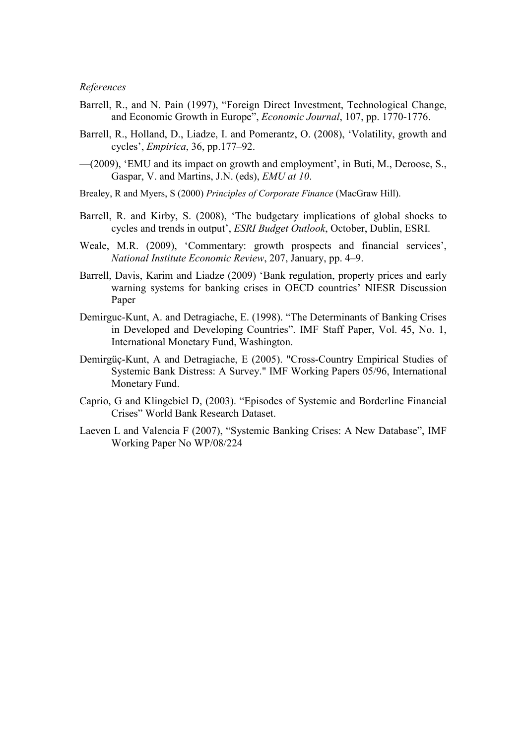*References*

Barrell, R., and N. Pain (1997), "Foreign Direct Investment, Technological Change, and Economic Growth in Europe", *Economic Journal*, 107, pp. 1770-1776.

Barrell, R., Holland, D., Liadze, I. and Pomerantz, O. (2008), 'Volatility, growth and cycles', *Empirica*, 36, pp.177–92.

—(2009), 'EMU and its impact on growth and employment', in Buti, M., Deroose, S., Gaspar, V. and Martins, J.N. (eds), *EMU at 10*.

Brealey, R and Myers, S (2000) *Principles of Corporate Finance* (MacGraw Hill).

Barrell, R. and Kirby, S. (2008), 'The budgetary implications of global shocks to cycles and trends in output', *ESRI Budget Outlook*, October, Dublin, ESRI.

Weale, M.R. (2009), 'Commentary: growth prospects and financial services', *National Institute Economic Review*, 207, January, pp. 4–9.

Barrell, Davis, Karim and Liadze (2009) 'Bank regulation, property prices and early warning systems for banking crises in OECD countries' NIESR Discussion Paper

Demirguc-Kunt, A. and Detragiache, E. (1998). "The Determinants of Banking Crises in Developed and Developing Countries". IMF Staff Paper, Vol. 45, No. 1, International Monetary Fund, Washington.

Demirgüç-Kunt, A and Detragiache, E (2005). "Cross-Country Empirical Studies of Systemic Bank Distress: A Survey." IMF Working Papers 05/96, International Monetary Fund.

Caprio, G and Klingebiel D, (2003). "Episodes of Systemic and Borderline Financial Crises" World Bank Research Dataset.

Laeven L and Valencia F (2007), "Systemic Banking Crises: A New Database", IMF Working Paper No WP/08/224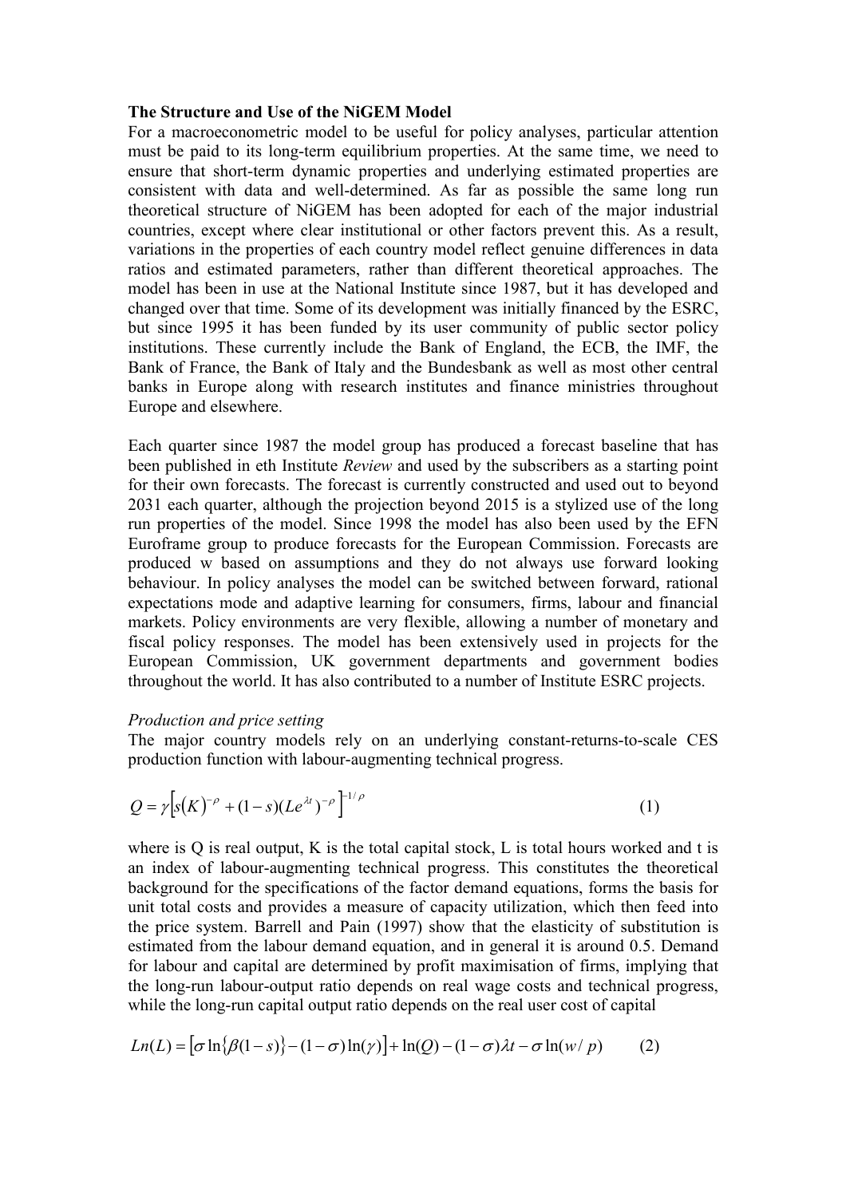**The Structure and Use of the NiGEM Model**

For a macroeconometric model to be useful for policy analyses, particular attention must be paid to its long-term equilibrium properties. At the same time, we need to ensure that short-term dynamic properties and underlying estimated properties are consistent with data and well-determined. As far as possible the same long run theoretical structure of NiGEM has been adopted for each of the major industrial countries, except where clear institutional or other factors prevent this. As a result, variations in the properties of each country model reflect genuine differences in data ratios and estimated parameters, rather than different theoretical approaches. The model has been in use at the National Institute since 1987, but it has developed and changed over that time. Some of its development was initially financed by the ESRC, but since 1995 it has been funded by its user community of public sector policy institutions. These currently include the Bank of England, the ECB, the IMF, the Bank of France, the Bank of Italy and the Bundesbank as well as most other central banks in Europe along with research institutes and finance ministries throughout Europe and elsewhere.

Each quarter since 1987 the model group has produced a forecast baseline that has been published in eth Institute *Review* and used by the subscribers as a starting point for their own forecasts. The forecast is currently constructed and used out to beyond 2031 each quarter, although the projection beyond 2015 is a stylized use of the long run properties of the model. Since 1998 the model has also been used by the EFN Euroframe group to produce forecasts for the European Commission. Forecasts are produced w based on assumptions and they do not always use forward looking behaviour. In policy analyses the model can be switched between forward, rational expectations mode and adaptive learning for consumers, firms, labour and financial markets. Policy environments are very flexible, allowing a number of monetary and fiscal policy responses. The model has been extensively used in projects for the European Commission, UK government departments and government bodies throughout the world. It has also contributed to a number of Institute ESRC projects.

*Production and price setting*

The major country models rely on an underlying constant-returns-to-scale CES production function with labour-augmenting technical progress.

$$Q = \gamma\left[s(K)^{-\rho} + (1-s)(Le^{\lambda t})^{-\rho}\right]^{-1/\rho} \tag{1}$$

where is Q is real output, K is the total capital stock, L is total hours worked and t is an index of labour-augmenting technical progress. This constitutes the theoretical background for the specifications of the factor demand equations, forms the basis for unit total costs and provides a measure of capacity utilization, which then feed into the price system. Barrell and Pain (1997) show that the elasticity of substitution is estimated from the labour demand equation, and in general it is around 0.5. Demand for labour and capital are determined by profit maximisation of firms, implying that the long-run labour-output ratio depends on real wage costs and technical progress, while the long-run capital output ratio depends on the real user cost of capital

$$Ln(L) = \left[\sigma \ln\{\beta(1-s)\} - (1-\sigma)\ln(\gamma)\right] + \ln(Q) - (1-\sigma)\lambda t - \sigma \ln(w/p) \tag{2}$$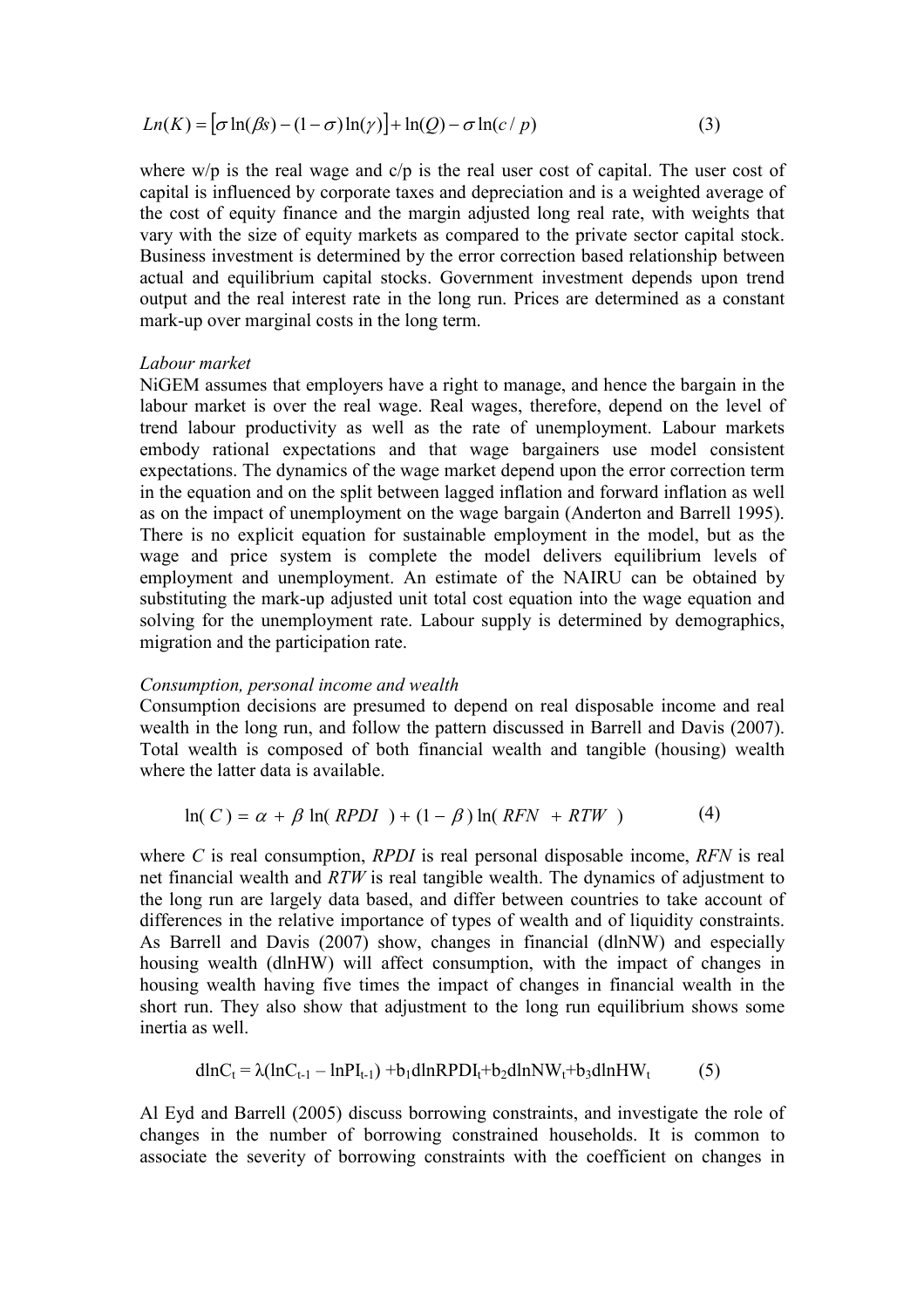$$Ln(K) = \left[\sigma \ln(\beta s) - (1-\sigma)\ln(\gamma)\right] + \ln(Q) - \sigma \ln(c/p) \qquad (3)$$

where w/p is the real wage and c/p is the real user cost of capital. The user cost of capital is influenced by corporate taxes and depreciation and is a weighted average of the cost of equity finance and the margin adjusted long real rate, with weights that vary with the size of equity markets as compared to the private sector capital stock. Business investment is determined by the error correction based relationship between actual and equilibrium capital stocks. Government investment depends upon trend output and the real interest rate in the long run. Prices are determined as a constant mark-up over marginal costs in the long term.

*Labour market*

NiGEM assumes that employers have a right to manage, and hence the bargain in the labour market is over the real wage. Real wages, therefore, depend on the level of trend labour productivity as well as the rate of unemployment. Labour markets embody rational expectations and that wage bargainers use model consistent expectations. The dynamics of the wage market depend upon the error correction term in the equation and on the split between lagged inflation and forward inflation as well as on the impact of unemployment on the wage bargain (Anderton and Barrell 1995). There is no explicit equation for sustainable employment in the model, but as the wage and price system is complete the model delivers equilibrium levels of employment and unemployment. An estimate of the NAIRU can be obtained by substituting the mark-up adjusted unit total cost equation into the wage equation and solving for the unemployment rate. Labour supply is determined by demographics, migration and the participation rate.

*Consumption, personal income and wealth*

Consumption decisions are presumed to depend on real disposable income and real wealth in the long run, and follow the pattern discussed in Barrell and Davis (2007). Total wealth is composed of both financial wealth and tangible (housing) wealth where the latter data is available.

$$\ln(C) = \alpha + \beta \ln(RPDI) + (1-\beta)\ln(RFN + RTW) \qquad (4)$$

where *C* is real consumption, *RPDI* is real personal disposable income, *RFN* is real net financial wealth and *RTW* is real tangible wealth. The dynamics of adjustment to the long run are largely data based, and differ between countries to take account of differences in the relative importance of types of wealth and of liquidity constraints. As Barrell and Davis (2007) show, changes in financial (dlnNW) and especially housing wealth (dlnHW) will affect consumption, with the impact of changes in housing wealth having five times the impact of changes in financial wealth in the short run. They also show that adjustment to the long run equilibrium shows some inertia as well.

$$d\ln C_t = \lambda(\ln C_{t-1} - \ln PI_{t-1}) + b_1 d\ln RPDI_t + b_2 d\ln NW_t + b_3 d\ln HW_t \qquad (5)$$

Al Eyd and Barrell (2005) discuss borrowing constraints, and investigate the role of changes in the number of borrowing constrained households. It is common to associate the severity of borrowing constraints with the coefficient on changes in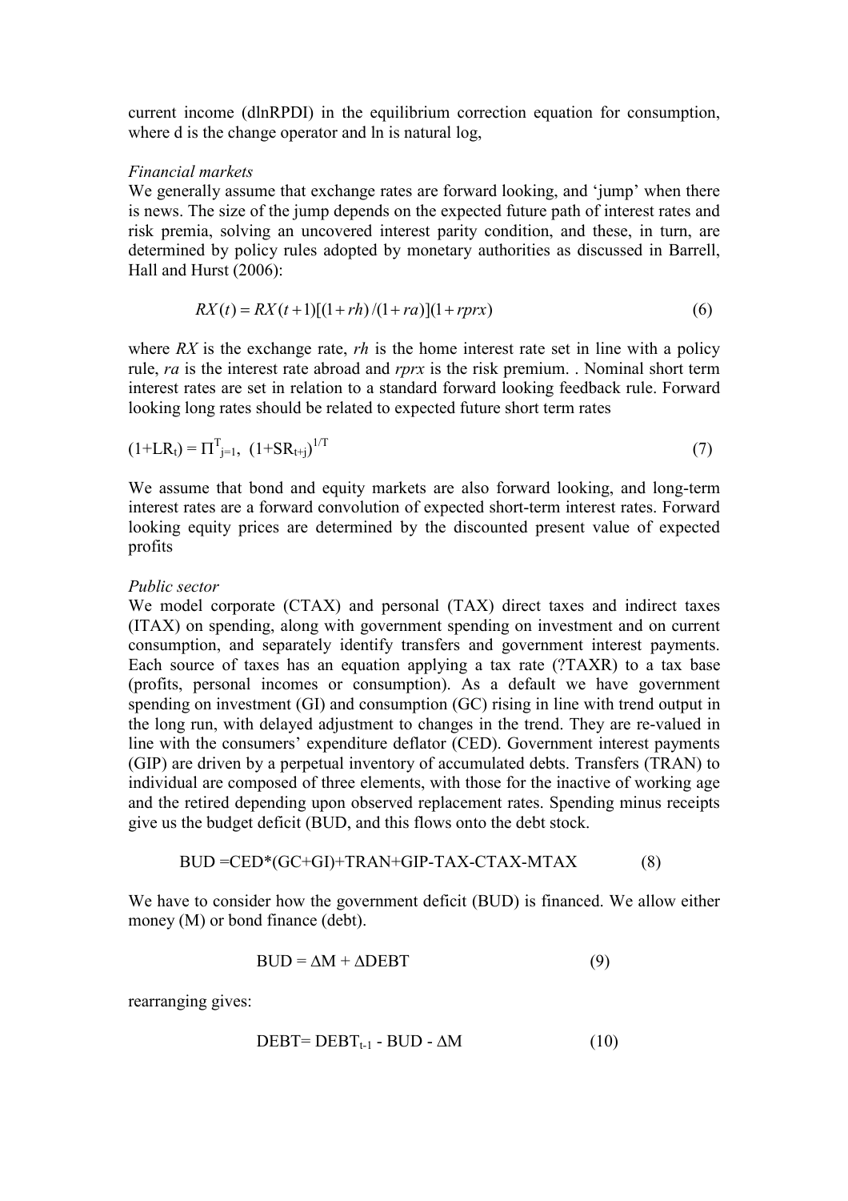current income (dlnRPDI) in the equilibrium correction equation for consumption, where d is the change operator and ln is natural log,

*Financial markets*

We generally assume that exchange rates are forward looking, and 'jump' when there is news. The size of the jump depends on the expected future path of interest rates and risk premia, solving an uncovered interest parity condition, and these, in turn, are determined by policy rules adopted by monetary authorities as discussed in Barrell, Hall and Hurst (2006):

$$RX(t) = RX(t+1)[(1+rh)/(1+ra)](1+rprx) \tag{6}$$

where *RX* is the exchange rate, *rh* is the home interest rate set in line with a policy rule, *ra* is the interest rate abroad and *rprx* is the risk premium. . Nominal short term interest rates are set in relation to a standard forward looking feedback rule. Forward looking long rates should be related to expected future short term rates

$$(1+LR_t) = \Pi^{T}_{j=1}, \ (1+SR_{t+j})^{1/T} \tag{7}$$

We assume that bond and equity markets are also forward looking, and long-term interest rates are a forward convolution of expected short-term interest rates. Forward looking equity prices are determined by the discounted present value of expected profits

*Public sector*

We model corporate (CTAX) and personal (TAX) direct taxes and indirect taxes (ITAX) on spending, along with government spending on investment and on current consumption, and separately identify transfers and government interest payments. Each source of taxes has an equation applying a tax rate (?TAXR) to a tax base (profits, personal incomes or consumption). As a default we have government spending on investment (GI) and consumption (GC) rising in line with trend output in the long run, with delayed adjustment to changes in the trend. They are re-valued in line with the consumers' expenditure deflator (CED). Government interest payments (GIP) are driven by a perpetual inventory of accumulated debts. Transfers (TRAN) to individual are composed of three elements, with those for the inactive of working age and the retired depending upon observed replacement rates. Spending minus receipts give us the budget deficit (BUD, and this flows onto the debt stock.

$$BUD = CED*(GC+GI)+TRAN+GIP-TAX-CTAX-MTAX \tag{8}$$

We have to consider how the government deficit (BUD) is financed. We allow either money (M) or bond finance (debt).

$$BUD = \Delta M + \Delta DEBT \tag{9}$$

rearranging gives:

$$DEBT= DEBT_{t-1} - BUD - \Delta M \tag{10}$$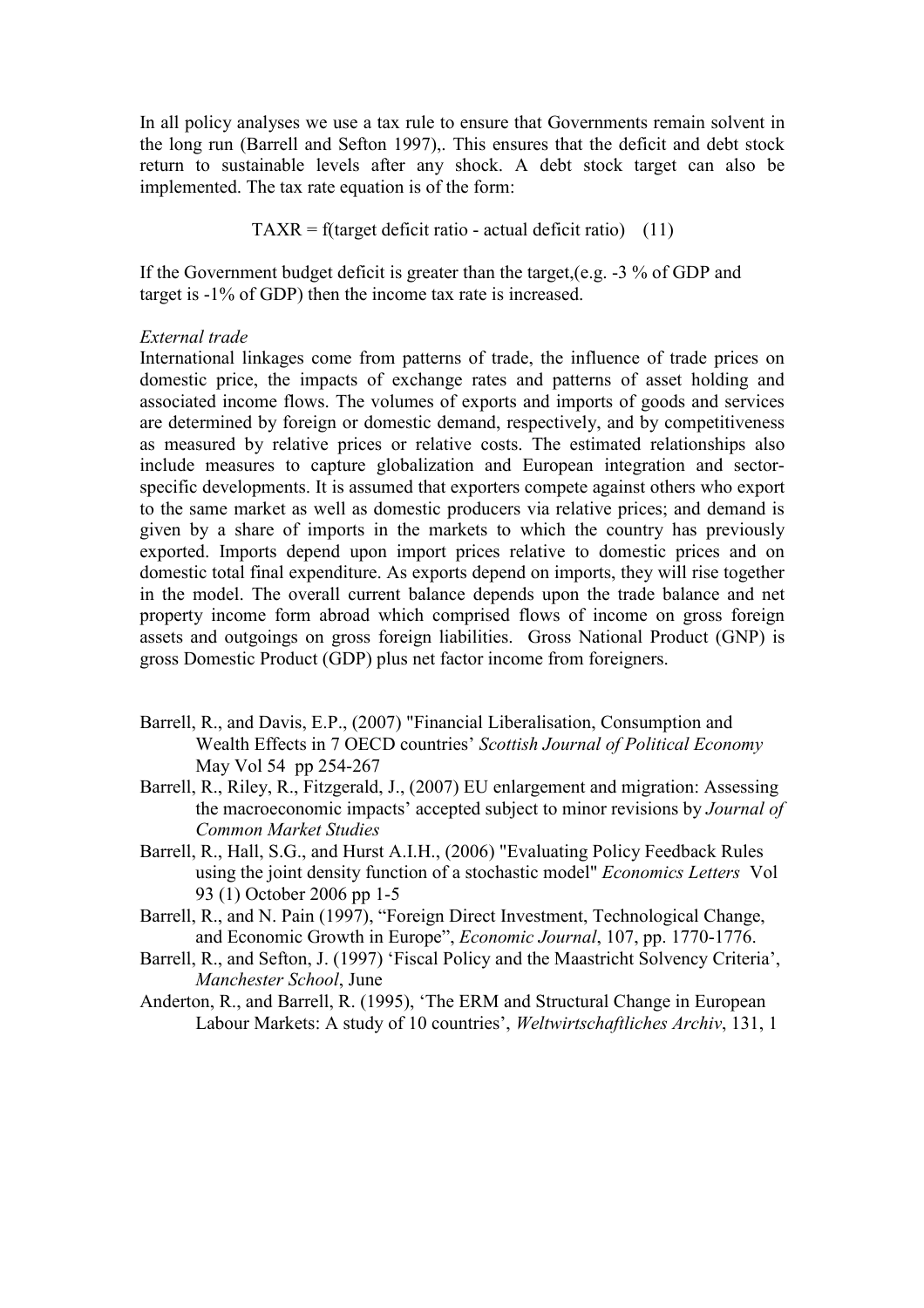In all policy analyses we use a tax rule to ensure that Governments remain solvent in the long run (Barrell and Sefton 1997),. This ensures that the deficit and debt stock return to sustainable levels after any shock. A debt stock target can also be implemented. The tax rate equation is of the form:

$$TAXR = f(\text{target deficit ratio} - \text{actual deficit ratio}) \quad (11)$$

If the Government budget deficit is greater than the target,(e.g. -3 % of GDP and target is -1% of GDP) then the income tax rate is increased.

*External trade*

International linkages come from patterns of trade, the influence of trade prices on domestic price, the impacts of exchange rates and patterns of asset holding and associated income flows. The volumes of exports and imports of goods and services are determined by foreign or domestic demand, respectively, and by competitiveness as measured by relative prices or relative costs. The estimated relationships also include measures to capture globalization and European integration and sector-specific developments. It is assumed that exporters compete against others who export to the same market as well as domestic producers via relative prices; and demand is given by a share of imports in the markets to which the country has previously exported. Imports depend upon import prices relative to domestic prices and on domestic total final expenditure. As exports depend on imports, they will rise together in the model. The overall current balance depends upon the trade balance and net property income form abroad which comprised flows of income on gross foreign assets and outgoings on gross foreign liabilities. Gross National Product (GNP) is gross Domestic Product (GDP) plus net factor income from foreigners.

- Barrell, R., and Davis, E.P., (2007) "Financial Liberalisation, Consumption and Wealth Effects in 7 OECD countries' *Scottish Journal of Political Economy* May Vol 54 pp 254-267
- Barrell, R., Riley, R., Fitzgerald, J., (2007) EU enlargement and migration: Assessing the macroeconomic impacts' accepted subject to minor revisions by *Journal of Common Market Studies*
- Barrell, R., Hall, S.G., and Hurst A.I.H., (2006) "Evaluating Policy Feedback Rules using the joint density function of a stochastic model" *Economics Letters* Vol 93 (1) October 2006 pp 1-5
- Barrell, R., and N. Pain (1997), "Foreign Direct Investment, Technological Change, and Economic Growth in Europe", *Economic Journal*, 107, pp. 1770-1776.
- Barrell, R., and Sefton, J. (1997) 'Fiscal Policy and the Maastricht Solvency Criteria', *Manchester School*, June
- Anderton, R., and Barrell, R. (1995), 'The ERM and Structural Change in European Labour Markets: A study of 10 countries', *Weltwirtschaftliches Archiv*, 131, 1